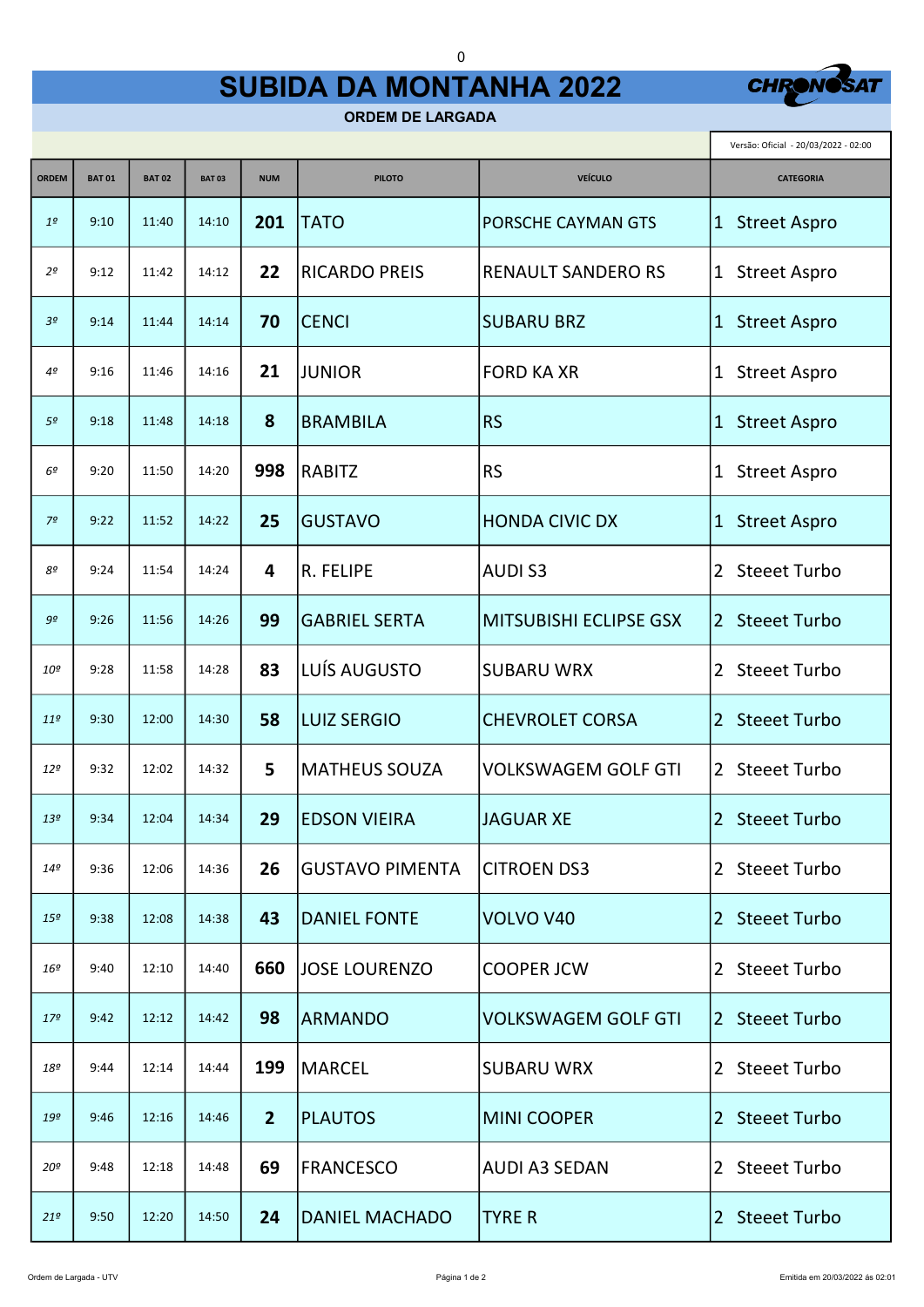# SUBIDA DA MONTANHA 2022

**ORDEM DE LARGADA**

Versão: Oficial - 20/03/2022 - 02:00

| ORDEM | BAT 01 | BAT 02 | BAT 03 | NUM | PILOTO | VEÍCULO | CATEGORIA |
|---|---|---|---|---|---|---|---|
| 1º | 9:10 | 11:40 | 14:10 | **201** | TATO | PORSCHE CAYMAN GTS | 1 Street Aspro |
| 2º | 9:12 | 11:42 | 14:12 | **22** | RICARDO PREIS | RENAULT SANDERO RS | 1 Street Aspro |
| 3º | 9:14 | 11:44 | 14:14 | **70** | CENCI | SUBARU BRZ | 1 Street Aspro |
| 4º | 9:16 | 11:46 | 14:16 | **21** | JUNIOR | FORD KA XR | 1 Street Aspro |
| 5º | 9:18 | 11:48 | 14:18 | **8** | BRAMBILA | RS | 1 Street Aspro |
| 6º | 9:20 | 11:50 | 14:20 | **998** | RABITZ | RS | 1 Street Aspro |
| 7º | 9:22 | 11:52 | 14:22 | **25** | GUSTAVO | HONDA CIVIC DX | 1 Street Aspro |
| 8º | 9:24 | 11:54 | 14:24 | **4** | R. FELIPE | AUDI S3 | 2 Steeet Turbo |
| 9º | 9:26 | 11:56 | 14:26 | **99** | GABRIEL SERTA | MITSUBISHI ECLIPSE GSX | 2 Steeet Turbo |
| 10º | 9:28 | 11:58 | 14:28 | **83** | LUÍS AUGUSTO | SUBARU WRX | 2 Steeet Turbo |
| 11º | 9:30 | 12:00 | 14:30 | **58** | LUIZ SERGIO | CHEVROLET CORSA | 2 Steeet Turbo |
| 12º | 9:32 | 12:02 | 14:32 | **5** | MATHEUS SOUZA | VOLKSWAGEM GOLF GTI | 2 Steeet Turbo |
| 13º | 9:34 | 12:04 | 14:34 | **29** | EDSON VIEIRA | JAGUAR XE | 2 Steeet Turbo |
| 14º | 9:36 | 12:06 | 14:36 | **26** | GUSTAVO PIMENTA | CITROEN DS3 | 2 Steeet Turbo |
| 15º | 9:38 | 12:08 | 14:38 | **43** | DANIEL FONTE | VOLVO V40 | 2 Steeet Turbo |
| 16º | 9:40 | 12:10 | 14:40 | **660** | JOSE LOURENZO | COOPER JCW | 2 Steeet Turbo |
| 17º | 9:42 | 12:12 | 14:42 | **98** | ARMANDO | VOLKSWAGEM GOLF GTI | 2 Steeet Turbo |
| 18º | 9:44 | 12:14 | 14:44 | **199** | MARCEL | SUBARU WRX | 2 Steeet Turbo |
| 19º | 9:46 | 12:16 | 14:46 | **2** | PLAUTOS | MINI COOPER | 2 Steeet Turbo |
| 20º | 9:48 | 12:18 | 14:48 | **69** | FRANCESCO | AUDI A3 SEDAN | 2 Steeet Turbo |
| 21º | 9:50 | 12:20 | 14:50 | **24** | DANIEL MACHADO | TYRE R | 2 Steeet Turbo |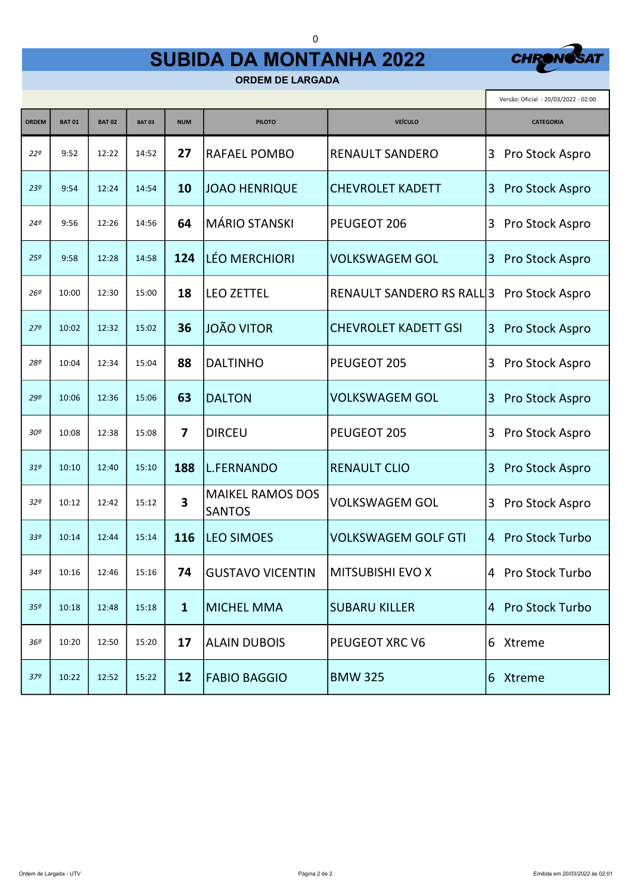# SUBIDA DA MONTANHA 2022

CHRONOSAT

**ORDEM DE LARGADA**

Versão: Oficial - 20/03/2022 - 02:00

| ORDEM | BAT 01 | BAT 02 | BAT 03 | NUM | PILOTO | VEÍCULO | CATEGORIA |
|---|---|---|---|---|---|---|---|
| *22º* | 9:52 | 12:22 | 14:52 | **27** | RAFAEL POMBO | RENAULT SANDERO | 3 Pro Stock Aspro |
| *23º* | 9:54 | 12:24 | 14:54 | **10** | JOAO HENRIQUE | CHEVROLET KADETT | 3 Pro Stock Aspro |
| *24º* | 9:56 | 12:26 | 14:56 | **64** | MÁRIO STANSKI | PEUGEOT 206 | 3 Pro Stock Aspro |
| *25º* | 9:58 | 12:28 | 14:58 | **124** | LÉO MERCHIORI | VOLKSWAGEM GOL | 3 Pro Stock Aspro |
| *26º* | 10:00 | 12:30 | 15:00 | **18** | LEO ZETTEL | RENAULT SANDERO RS RALL | 3 Pro Stock Aspro |
| *27º* | 10:02 | 12:32 | 15:02 | **36** | JOÃO VITOR | CHEVROLET KADETT GSI | 3 Pro Stock Aspro |
| *28º* | 10:04 | 12:34 | 15:04 | **88** | DALTINHO | PEUGEOT 205 | 3 Pro Stock Aspro |
| *29º* | 10:06 | 12:36 | 15:06 | **63** | DALTON | VOLKSWAGEM GOL | 3 Pro Stock Aspro |
| *30º* | 10:08 | 12:38 | 15:08 | **7** | DIRCEU | PEUGEOT 205 | 3 Pro Stock Aspro |
| *31º* | 10:10 | 12:40 | 15:10 | **188** | L.FERNANDO | RENAULT CLIO | 3 Pro Stock Aspro |
| *32º* | 10:12 | 12:42 | 15:12 | **3** | MAIKEL RAMOS DOS SANTOS | VOLKSWAGEM GOL | 3 Pro Stock Aspro |
| *33º* | 10:14 | 12:44 | 15:14 | **116** | LEO SIMOES | VOLKSWAGEM GOLF GTI | 4 Pro Stock Turbo |
| *34º* | 10:16 | 12:46 | 15:16 | **74** | GUSTAVO VICENTIN | MITSUBISHI EVO X | 4 Pro Stock Turbo |
| *35º* | 10:18 | 12:48 | 15:18 | **1** | MICHEL MMA | SUBARU KILLER | 4 Pro Stock Turbo |
| *36º* | 10:20 | 12:50 | 15:20 | **17** | ALAIN DUBOIS | PEUGEOT XRC V6 | 6 Xtreme |
| *37º* | 10:22 | 12:52 | 15:22 | **12** | FABIO BAGGIO | BMW 325 | 6 Xtreme |

Ordem de Largada - UTV

Emitida em 20/03/2022 às 02:01